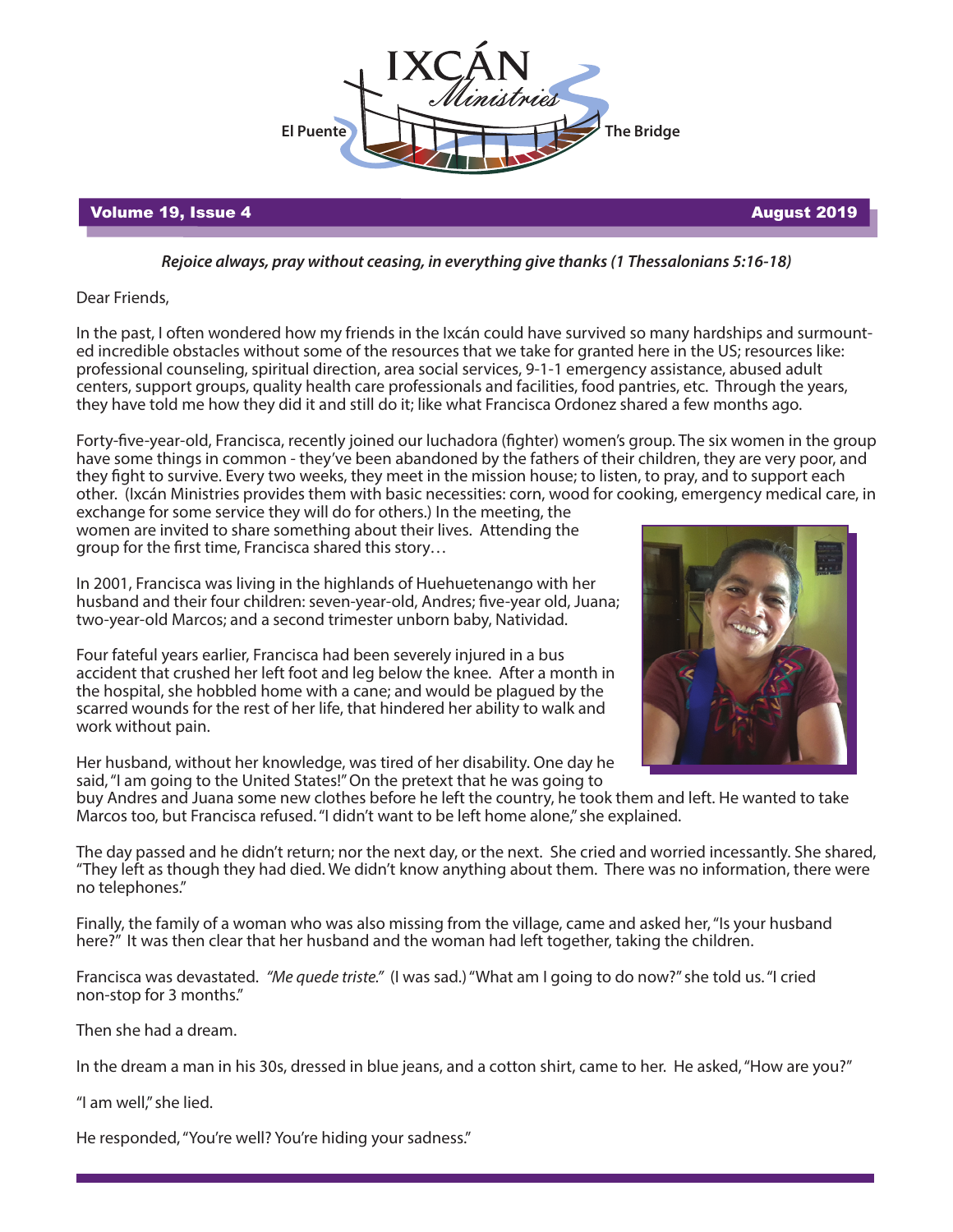# IXCÁN Ministries

El Puente — The Bridge

**Volume 19, Issue 4** — **August 2019**

***Rejoice always, pray without ceasing, in everything give thanks (1 Thessalonians 5:16-18)***

Dear Friends,

In the past, I often wondered how my friends in the Ixcán could have survived so many hardships and surmounted incredible obstacles without some of the resources that we take for granted here in the US; resources like: professional counseling, spiritual direction, area social services, 9-1-1 emergency assistance, abused adult centers, support groups, quality health care professionals and facilities, food pantries, etc. Through the years, they have told me how they did it and still do it; like what Francisca Ordonez shared a few months ago.

Forty-five-year-old, Francisca, recently joined our luchadora (fighter) women's group. The six women in the group have some things in common - they've been abandoned by the fathers of their children, they are very poor, and they fight to survive. Every two weeks, they meet in the mission house; to listen, to pray, and to support each other. (Ixcán Ministries provides them with basic necessities: corn, wood for cooking, emergency medical care, in exchange for some service they will do for others.) In the meeting, the women are invited to share something about their lives. Attending the group for the first time, Francisca shared this story…

In 2001, Francisca was living in the highlands of Huehuetenango with her husband and their four children: seven-year-old, Andres; five-year old, Juana; two-year-old Marcos; and a second trimester unborn baby, Natividad.

Four fateful years earlier, Francisca had been severely injured in a bus accident that crushed her left foot and leg below the knee. After a month in the hospital, she hobbled home with a cane; and would be plagued by the scarred wounds for the rest of her life, that hindered her ability to walk and work without pain.

Her husband, without her knowledge, was tired of her disability. One day he said, "I am going to the United States!" On the pretext that he was going to buy Andres and Juana some new clothes before he left the country, he took them and left. He wanted to take Marcos too, but Francisca refused. "I didn't want to be left home alone," she explained.

The day passed and he didn't return; nor the next day, or the next. She cried and worried incessantly. She shared, "They left as though they had died. We didn't know anything about them. There was no information, there were no telephones."

Finally, the family of a woman who was also missing from the village, came and asked her, "Is your husband here?" It was then clear that her husband and the woman had left together, taking the children.

Francisca was devastated. *"Me quede triste."* (I was sad.) "What am I going to do now?" she told us. "I cried non-stop for 3 months."

Then she had a dream.

In the dream a man in his 30s, dressed in blue jeans, and a cotton shirt, came to her. He asked, "How are you?"

"I am well," she lied.

He responded, "You're well? You're hiding your sadness."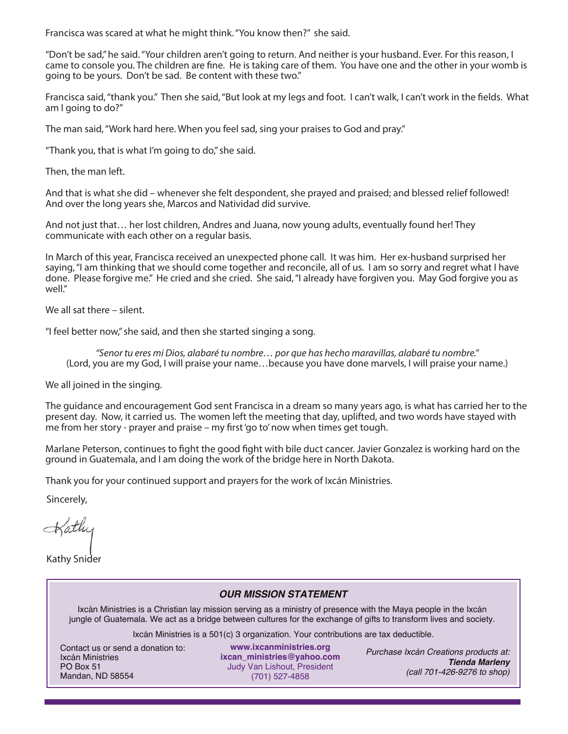Francisca was scared at what he might think. "You know then?" she said.

"Don't be sad," he said. "Your children aren't going to return. And neither is your husband. Ever. For this reason, I came to console you. The children are fine. He is taking care of them. You have one and the other in your womb is going to be yours. Don't be sad. Be content with these two."

Francisca said, "thank you." Then she said, "But look at my legs and foot. I can't walk, I can't work in the fields. What am I going to do?"

The man said, "Work hard here. When you feel sad, sing your praises to God and pray."

"Thank you, that is what I'm going to do," she said.

Then, the man left.

And that is what she did – whenever she felt despondent, she prayed and praised; and blessed relief followed! And over the long years she, Marcos and Natividad did survive.

And not just that… her lost children, Andres and Juana, now young adults, eventually found her! They communicate with each other on a regular basis.

In March of this year, Francisca received an unexpected phone call. It was him. Her ex-husband surprised her saying, "I am thinking that we should come together and reconcile, all of us. I am so sorry and regret what I have done. Please forgive me." He cried and she cried. She said, "I already have forgiven you. May God forgive you as well."

We all sat there – silent.

"I feel better now," she said, and then she started singing a song.

*"Senor tu eres mi Dios, alabaré tu nombre… por que has hecho maravillas, alabaré tu nombre."*
(Lord, you are my God, I will praise your name…because you have done marvels, I will praise your name.)

We all joined in the singing.

The guidance and encouragement God sent Francisca in a dream so many years ago, is what has carried her to the present day. Now, it carried us. The women left the meeting that day, uplifted, and two words have stayed with me from her story - prayer and praise – my first 'go to' now when times get tough.

Marlane Peterson, continues to fight the good fight with bile duct cancer. Javier Gonzalez is working hard on the ground in Guatemala, and I am doing the work of the bridge here in North Dakota.

Thank you for your continued support and prayers for the work of Ixcán Ministries.

Sincerely,

Kathy

Kathy Snider

### *OUR MISSION STATEMENT*

Ixcán Ministries is a Christian lay mission serving as a ministry of presence with the Maya people in the Ixcán jungle of Guatemala. We act as a bridge between cultures for the exchange of gifts to transform lives and society.

Ixcán Ministries is a 501(c) 3 organization. Your contributions are tax deductible.

Contact us or send a donation to:
Ixcán Ministries
PO Box 51
Mandan, ND 58554

**www.ixcanministries.org**
**ixcan_ministries@yahoo.com**
Judy Van Lishout, President
(701) 527-4858

*Purchase Ixcán Creations products at:*
***Tienda Marleny***
*(call 701-426-9276 to shop)*